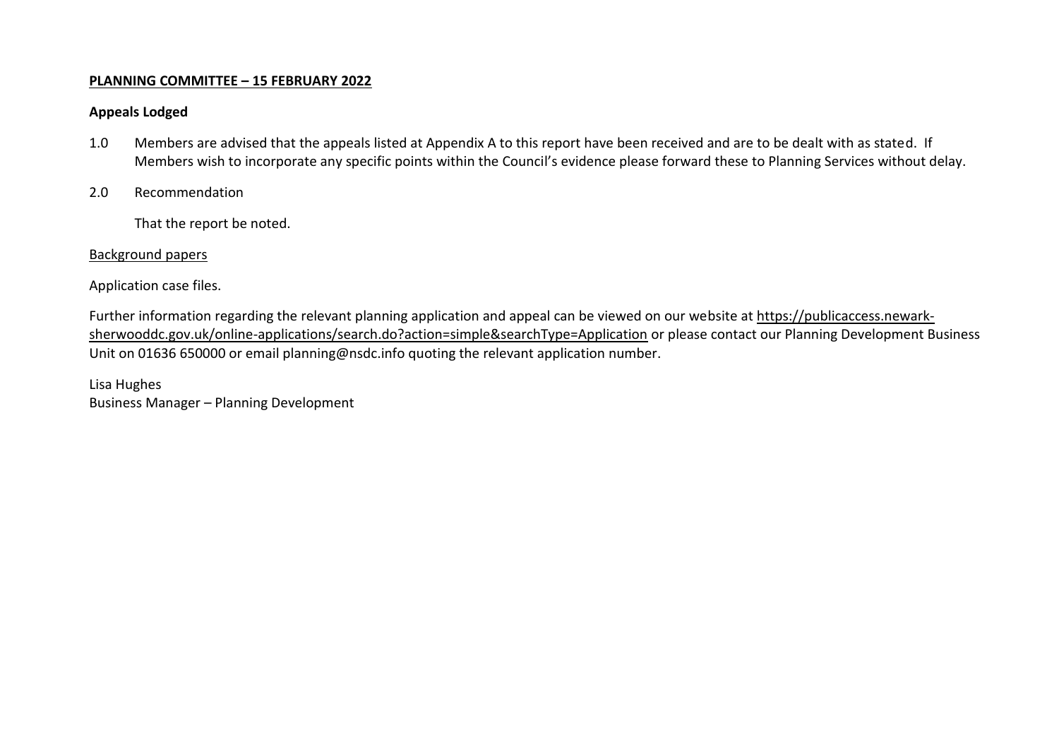**PLANNING COMMITTEE – 15 FEBRUARY 2022**

**Appeals Lodged**

1.0 Members are advised that the appeals listed at Appendix A to this report have been received and are to be dealt with as stated. If Members wish to incorporate any specific points within the Council's evidence please forward these to Planning Services without delay.

2.0 Recommendation

That the report be noted.

Background papers

Application case files.

Further information regarding the relevant planning application and appeal can be viewed on our website at https://publicaccess.newark-sherwooddc.gov.uk/online-applications/search.do?action=simple&searchType=Application or please contact our Planning Development Business Unit on 01636 650000 or email planning@nsdc.info quoting the relevant application number.

Lisa Hughes
Business Manager – Planning Development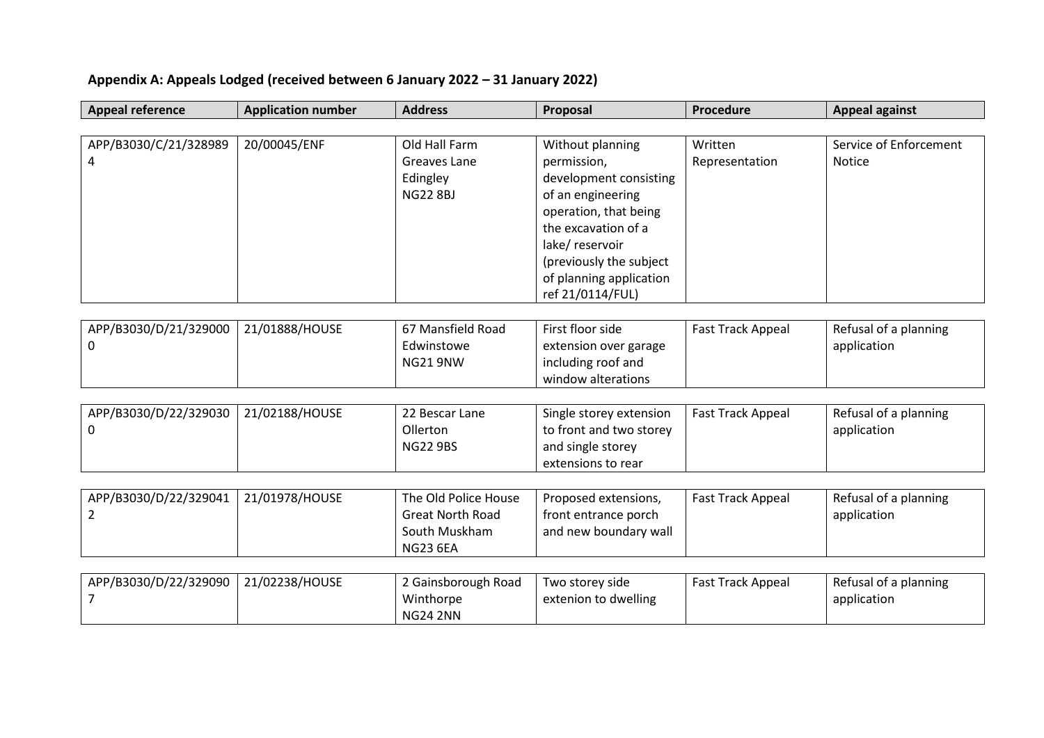**Appendix A: Appeals Lodged (received between 6 January 2022 – 31 January 2022)**

| Appeal reference | Application number | Address | Proposal | Procedure | Appeal against |
|---|---|---|---|---|---|
| APP/B3030/C/21/3289894 | 20/00045/ENF | Old Hall Farm Greaves Lane Edingley NG22 8BJ | Without planning permission, development consisting of an engineering operation, that being the excavation of a lake/ reservoir (previously the subject of planning application ref 21/0114/FUL) | Written Representation | Service of Enforcement Notice |
| APP/B3030/D/21/3290000 | 21/01888/HOUSE | 67 Mansfield Road Edwinstowe NG21 9NW | First floor side extension over garage including roof and window alterations | Fast Track Appeal | Refusal of a planning application |
| APP/B3030/D/22/3290300 | 21/02188/HOUSE | 22 Bescar Lane Ollerton NG22 9BS | Single storey extension to front and two storey and single storey extensions to rear | Fast Track Appeal | Refusal of a planning application |
| APP/B3030/D/22/3290412 | 21/01978/HOUSE | The Old Police House Great North Road South Muskham NG23 6EA | Proposed extensions, front entrance porch and new boundary wall | Fast Track Appeal | Refusal of a planning application |
| APP/B3030/D/22/3290907 | 21/02238/HOUSE | 2 Gainsborough Road Winthorpe NG24 2NN | Two storey side extenion to dwelling | Fast Track Appeal | Refusal of a planning application |